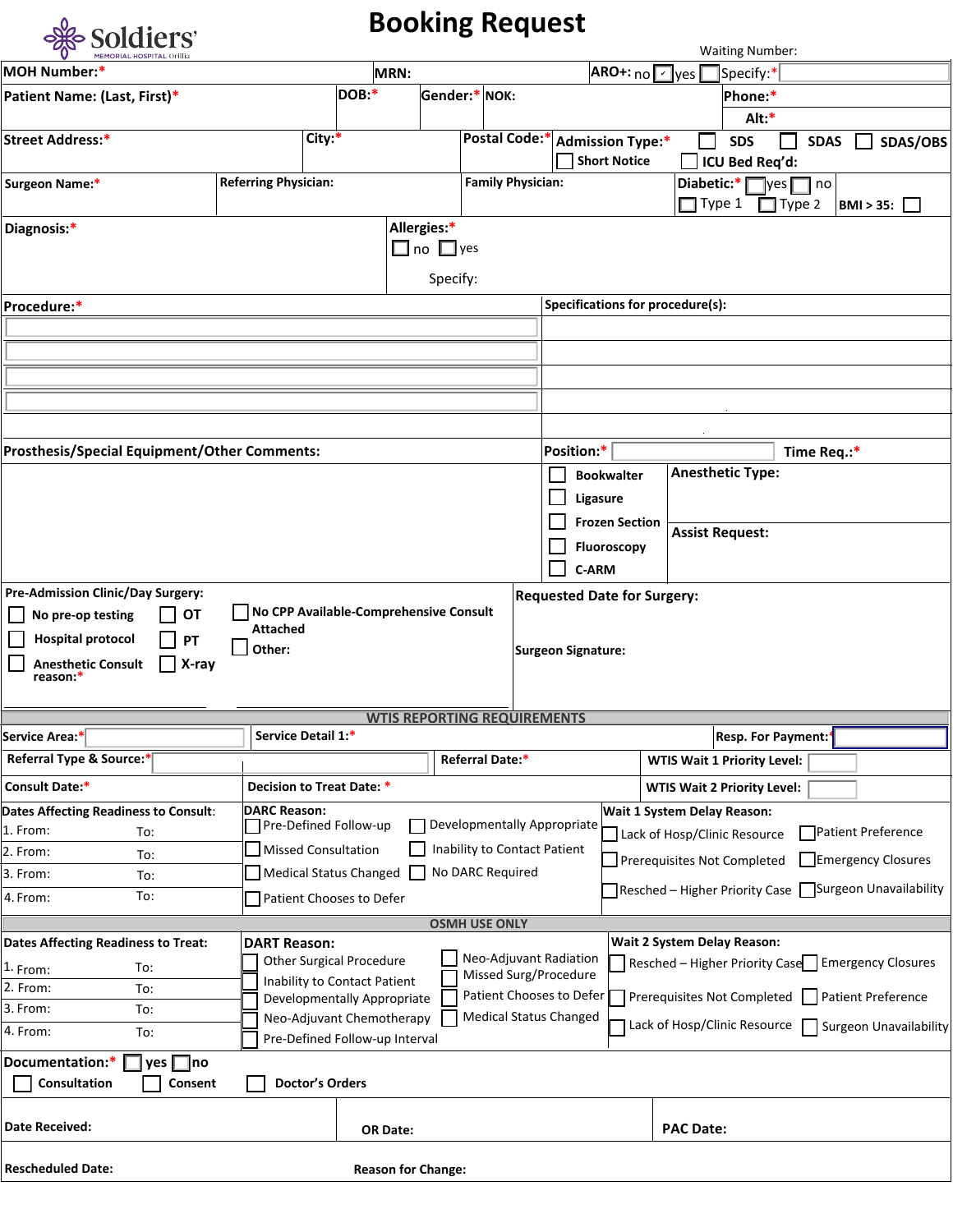Soldiers' MEMORIAL HOSPITAL Orillia

# Booking Request

Waiting Number:

| | | | |
|---|---|---|---|
| MOH Number:* | MRN: | ARO+: no ☑ yes ☐ | Specify:* |
| Patient Name: (Last, First)* | DOB:* | Gender:* NOK: | Phone:* Alt:* |
| Street Address:* | City:* | Postal Code:* | Admission Type:* ☐ SDS ☐ SDAS ☐ SDAS/OBS ☐ Short Notice ☐ ICU Bed Req'd: |
| Surgeon Name:* | Referring Physician: | Family Physician: | Diabetic:* ☐ yes ☐ no ☐ Type 1 ☐ Type 2 BMI > 35: ☐ |
| Diagnosis:* | | Allergies:* ☐ no ☐ yes Specify: | |

| Procedure:* | Specifications for procedure(s): |
|---|---|
| | |
| | |
| | |
| | |
| | |

| Prosthesis/Special Equipment/Other Comments: | Position:* | Time Req.:* |
|---|---|---|
| | ☐ Bookwalter ☐ Ligasure ☐ Frozen Section ☐ Fluoroscopy ☐ C-ARM | Anesthetic Type: Assist Request: |

| Pre-Admission Clinic/Day Surgery: | Requested Date for Surgery: |
|---|---|
| ☐ No pre-op testing ☐ OT ☐ No CPP Available-Comprehensive Consult Attached ☐ Hospital protocol ☐ PT ☐ Other: ☐ Anesthetic Consult reason:* ☐ X-ray | Surgeon Signature: |

## WTIS REPORTING REQUIREMENTS

| | | |
|---|---|---|
| Service Area:* | Service Detail 1:* | Resp. For Payment:* |
| Referral Type & Source:* | Referral Date:* | WTIS Wait 1 Priority Level: |
| Consult Date:* | Decision to Treat Date: * | WTIS Wait 2 Priority Level: |

| Dates Affecting Readiness to Consult: | DARC Reason: | Wait 1 System Delay Reason: |
|---|---|---|
| 1. From: To: | ☐ Pre-Defined Follow-up ☐ Developmentally Appropriate | ☐ Lack of Hosp/Clinic Resource ☐ Patient Preference |
| 2. From: To: | ☐ Missed Consultation ☐ Inability to Contact Patient | ☐ Prerequisites Not Completed ☐ Emergency Closures |
| 3. From: To: | ☐ Medical Status Changed ☐ No DARC Required | ☐ Resched – Higher Priority Case ☐ Surgeon Unavailability |
| 4. From: To: | ☐ Patient Chooses to Defer | |

## OSMH USE ONLY

| Dates Affecting Readiness to Treat: | DART Reason: | Wait 2 System Delay Reason: |
|---|---|---|
| 1. From: To: | ☐ Other Surgical Procedure ☐ Neo-Adjuvant Radiation | ☐ Resched – Higher Priority Case ☐ Emergency Closures |
| 2. From: To: | ☐ Inability to Contact Patient ☐ Missed Surg/Procedure | ☐ Prerequisites Not Completed ☐ Patient Preference |
| 3. From: To: | ☐ Developmentally Appropriate ☐ Patient Chooses to Defer | ☐ Lack of Hosp/Clinic Resource ☐ Surgeon Unavailability |
| 4. From: To: | ☐ Neo-Adjuvant Chemotherapy ☐ Medical Status Changed | |
| | ☐ Pre-Defined Follow-up Interval | |

Documentation:* ☐ yes ☐ no

☐ Consultation ☐ Consent ☐ Doctor's Orders

| Date Received: | OR Date: | PAC Date: |
|---|---|---|
| Rescheduled Date: | Reason for Change: | |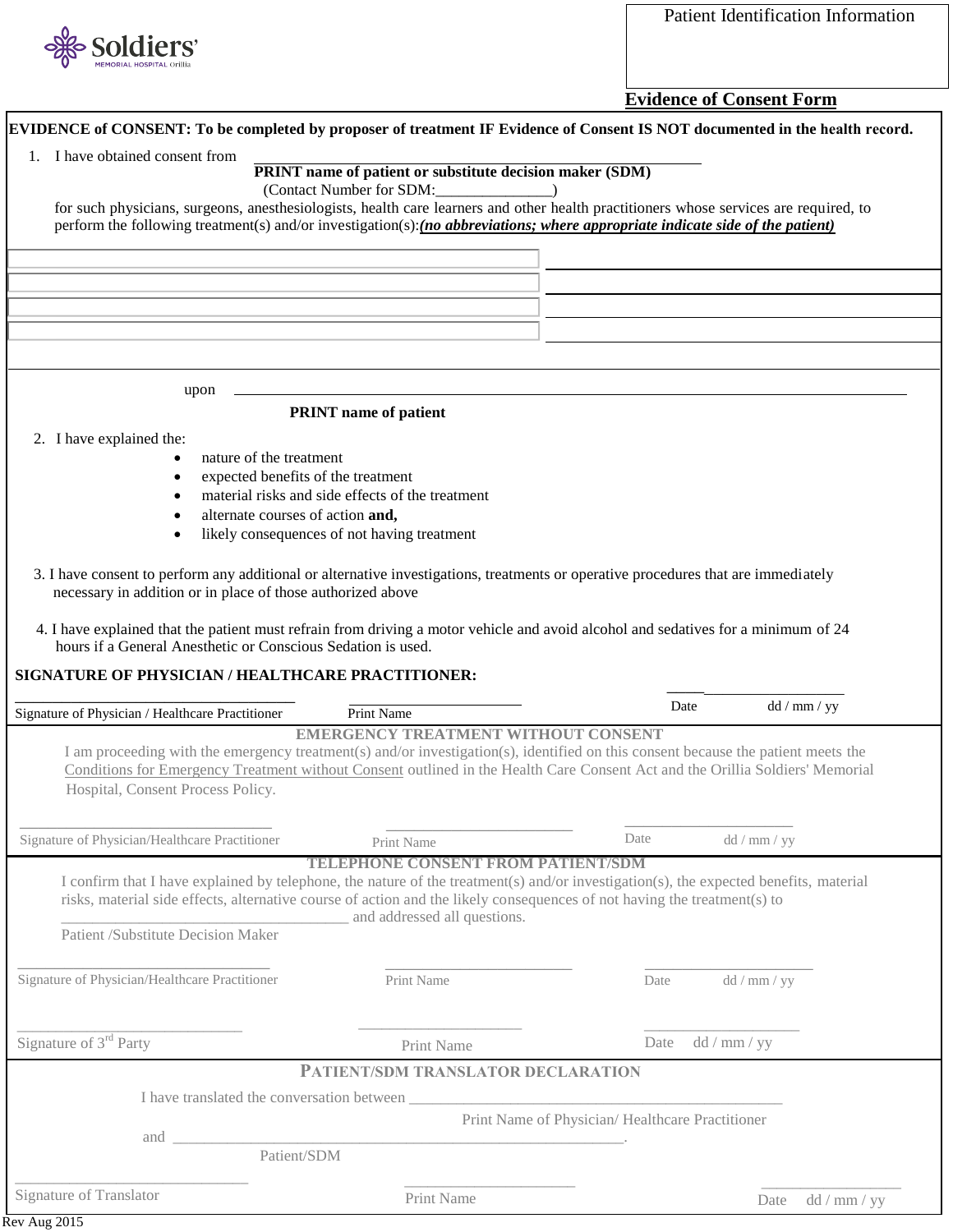Soldiers' MEMORIAL HOSPITAL Orillia

Patient Identification Information

## Evidence of Consent Form

**EVIDENCE of CONSENT: To be completed by proposer of treatment IF Evidence of Consent IS NOT documented in the health record.**

1. I have obtained consent from ______________________________________

   **PRINT name of patient or substitute decision maker (SDM)**

   (Contact Number for SDM:_______________)

   for such physicians, surgeons, anesthesiologists, health care learners and other health practitioners whose services are required, to perform the following treatment(s) and/or investigation(s):***(no abbreviations; where appropriate indicate side of the patient)***

   ______________________________________

   ______________________________________

   ______________________________________

   ______________________________________

   upon ______________________________________

   **PRINT name of patient**

2. I have explained the:
   - nature of the treatment
   - expected benefits of the treatment
   - material risks and side effects of the treatment
   - alternate courses of action **and,**
   - likely consequences of not having treatment

3. I have consent to perform any additional or alternative investigations, treatments or operative procedures that are immediately necessary in addition or in place of those authorized above

4. I have explained that the patient must refrain from driving a motor vehicle and avoid alcohol and sedatives for a minimum of 24 hours if a General Anesthetic or Conscious Sedation is used.

**SIGNATURE OF PHYSICIAN / HEALTHCARE PRACTITIONER:**

______________________ ______________________ ______________________

Signature of Physician / Healthcare Practitioner — Print Name — Date dd / mm / yy

### EMERGENCY TREATMENT WITHOUT CONSENT

I am proceeding with the emergency treatment(s) and/or investigation(s), identified on this consent because the patient meets the Conditions for Emergency Treatment without Consent outlined in the Health Care Consent Act and the Orillia Soldiers' Memorial Hospital, Consent Process Policy.

______________________ ______________________ ______________________

Signature of Physician/Healthcare Practitioner — Print Name — Date dd / mm / yy

### TELEPHONE CONSENT FROM PATIENT/SDM

I confirm that I have explained by telephone, the nature of the treatment(s) and/or investigation(s), the expected benefits, material risks, material side effects, alternative course of action and the likely consequences of not having the treatment(s) to ______________________ and addressed all questions.

Patient /Substitute Decision Maker

______________________ ______________________ ______________________

Signature of Physician/Healthcare Practitioner — Print Name — Date dd / mm / yy

______________________ ______________________ ______________________

Signature of 3rd Party — Print Name — Date dd / mm / yy

### PATIENT/SDM TRANSLATOR DECLARATION

I have translated the conversation between ______________________________________

Print Name of Physician/ Healthcare Practitioner

and ______________________________________.

Patient/SDM

______________________ ______________________ ______________________

Signature of Translator — Print Name — Date dd / mm / yy

Rev Aug 2015